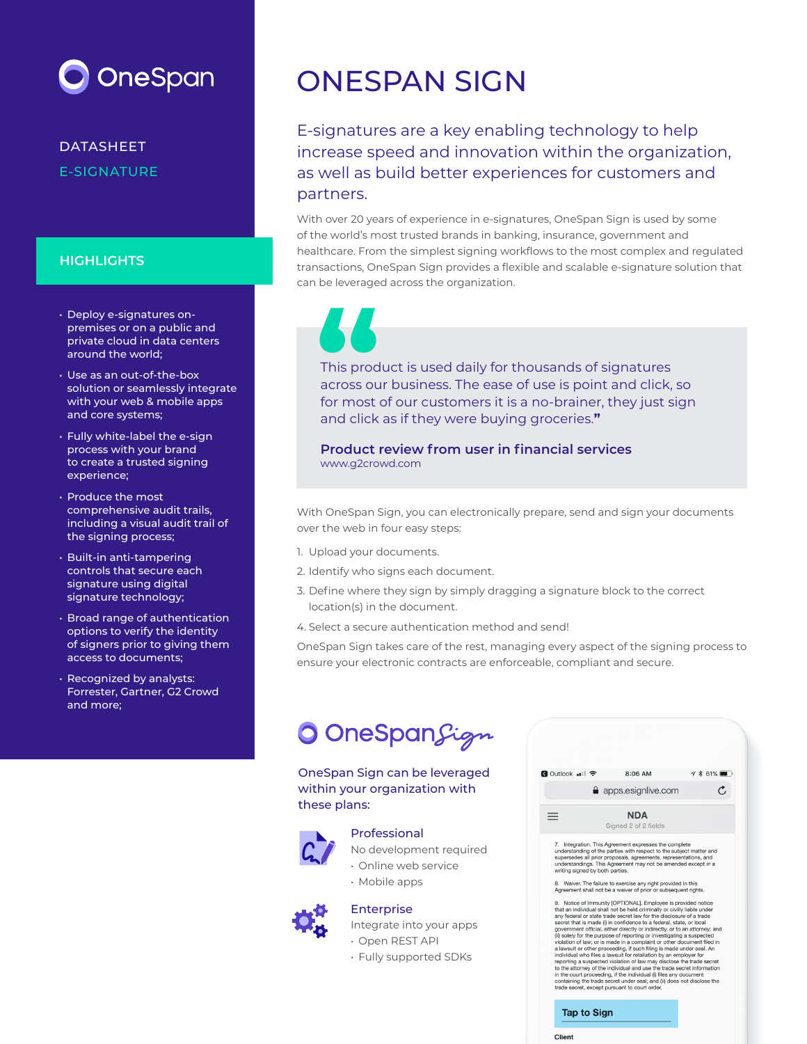OneSpan

DATASHEET

E-SIGNATURE

## HIGHLIGHTS

- Deploy e-signatures on-premises or on a public and private cloud in data centers around the world;
- Use as an out-of-the-box solution or seamlessly integrate with your web & mobile apps and core systems;
- Fully white-label the e-sign process with your brand to create a trusted signing experience;
- Produce the most comprehensive audit trails, including a visual audit trail of the signing process;
- Built-in anti-tampering controls that secure each signature using digital signature technology;
- Broad range of authentication options to verify the identity of signers prior to giving them access to documents;
- Recognized by analysts: Forrester, Gartner, G2 Crowd and more;

# ONESPAN SIGN

## E-signatures are a key enabling technology to help increase speed and innovation within the organization, as well as build better experiences for customers and partners.

With over 20 years of experience in e-signatures, OneSpan Sign is used by some of the world's most trusted brands in banking, insurance, government and healthcare. From the simplest signing workflows to the most complex and regulated transactions, OneSpan Sign provides a flexible and scalable e-signature solution that can be leveraged across the organization.

> "This product is used daily for thousands of signatures across our business. The ease of use is point and click, so for most of our customers it is a no-brainer, they just sign and click as if they were buying groceries."
>
> **Product review from user in financial services**
> www.g2crowd.com

With OneSpan Sign, you can electronically prepare, send and sign your documents over the web in four easy steps:

1. Upload your documents.
2. Identify who signs each document.
3. Define where they sign by simply dragging a signature block to the correct location(s) in the document.
4. Select a secure authentication method and send!

OneSpan Sign takes care of the rest, managing every aspect of the signing process to ensure your electronic contracts are enforceable, compliant and secure.

OneSpan Sign

**OneSpan Sign can be leveraged within your organization with these plans:**

### Professional

No development required

- Online web service
- Mobile apps

### Enterprise

Integrate into your apps

- Open REST API
- Fully supported SDKs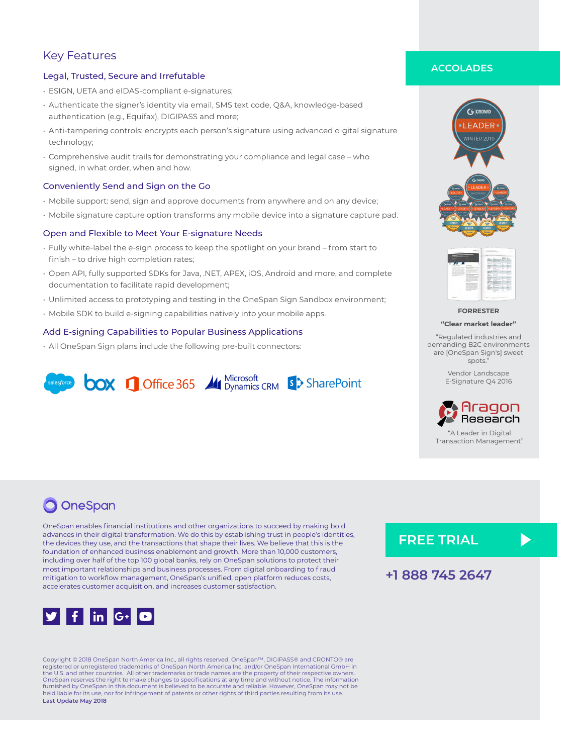## Key Features

### Legal, Trusted, Secure and Irrefutable

- ESIGN, UETA and eIDAS-compliant e-signatures;
- Authenticate the signer's identity via email, SMS text code, Q&A, knowledge-based authentication (e.g., Equifax), DIGIPASS and more;
- Anti-tampering controls: encrypts each person's signature using advanced digital signature technology;
- Comprehensive audit trails for demonstrating your compliance and legal case – who signed, in what order, when and how.

### Conveniently Send and Sign on the Go

- Mobile support: send, sign and approve documents from anywhere and on any device;
- Mobile signature capture option transforms any mobile device into a signature capture pad.

### Open and Flexible to Meet Your E-signature Needs

- Fully white-label the e-sign process to keep the spotlight on your brand – from start to finish – to drive high completion rates;
- Open API, fully supported SDKs for Java, .NET, APEX, iOS, Android and more, and complete documentation to facilitate rapid development;
- Unlimited access to prototyping and testing in the OneSpan Sign Sandbox environment;
- Mobile SDK to build e-signing capabilities natively into your mobile apps.

### Add E-signing Capabilities to Popular Business Applications

- All OneSpan Sign plans include the following pre-built connectors:

salesforce | box | Office 365 | Microsoft Dynamics CRM | SharePoint

## ACCOLADES

G2 Crowd LEADER WINTER 2019

**FORRESTER**

**"Clear market leader"**

"Regulated industries and demanding B2C environments are [OneSpan Sign's] sweet spots."

Vendor Landscape E-Signature Q4 2016

Aragon Research

"A Leader in Digital Transaction Management"

## OneSpan

OneSpan enables financial institutions and other organizations to succeed by making bold advances in their digital transformation. We do this by establishing trust in people's identities, the devices they use, and the transactions that shape their lives. We believe that this is the foundation of enhanced business enablement and growth. More than 10,000 customers, including over half of the top 100 global banks, rely on OneSpan solutions to protect their most important relationships and business processes. From digital onboarding to f raud mitigation to workflow management, OneSpan's unified, open platform reduces costs, accelerates customer acquisition, and increases customer satisfaction.

**FREE TRIAL**

**+1 888 745 2647**

Copyright © 2018 OneSpan North America Inc., all rights reserved. OneSpan™, DIGIPASS® and CRONTO® are registered or unregistered trademarks of OneSpan North America Inc. and/or OneSpan International GmbH in the U.S. and other countries. All other trademarks or trade names are the property of their respective owners. OneSpan reserves the right to make changes to specifications at any time and without notice. The information furnished by OneSpan in this document is believed to be accurate and reliable. However, OneSpan may not be held liable for its use, nor for infringement of patents or other rights of third parties resulting from its use.
**Last Update May 2018**